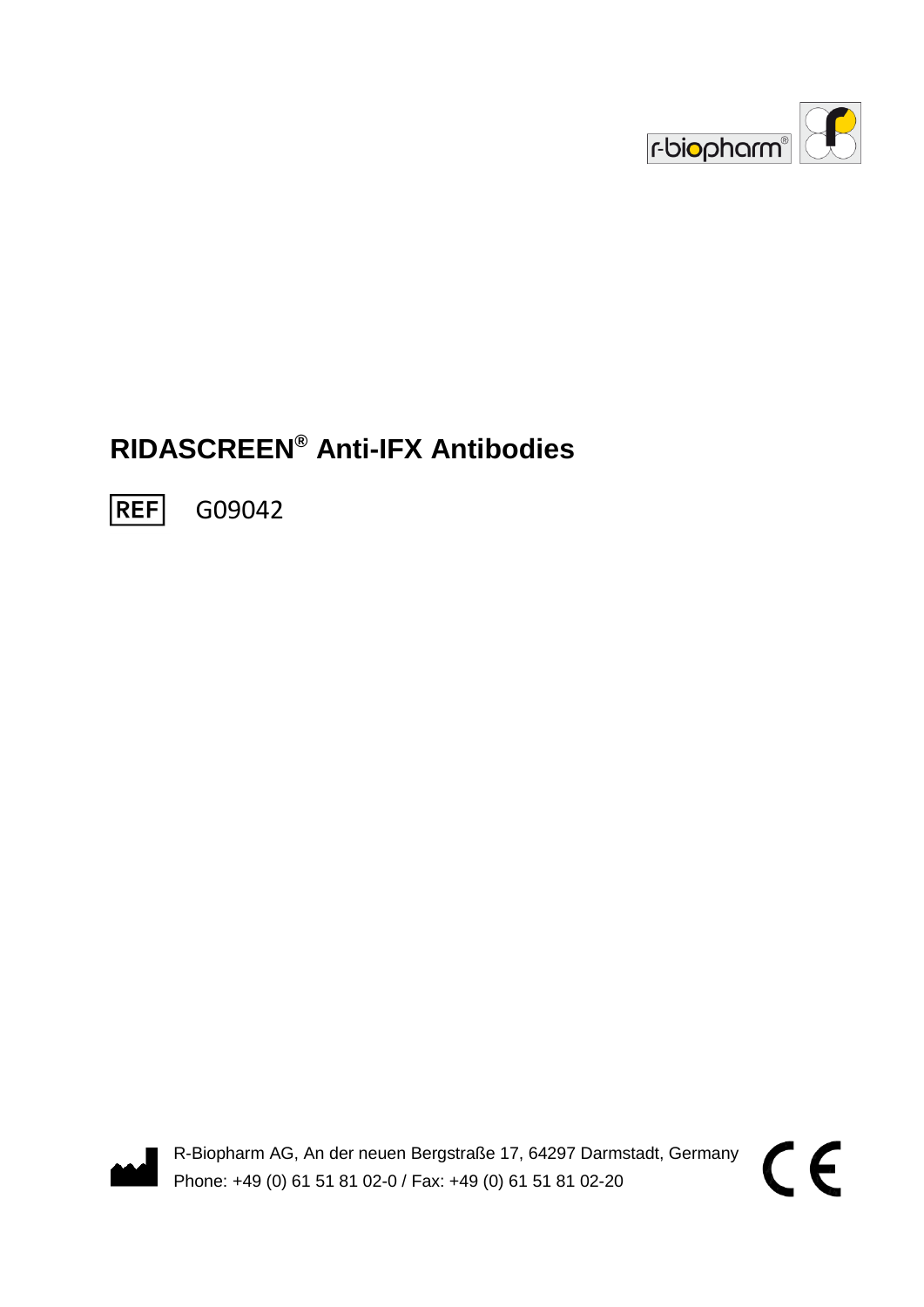# RIDASCREEN® Anti-IFX Antibodies

REF G09042

R-Biopharm AG, An der neuen Bergstraße 17, 64297 Darmstadt, Germany
Phone: +49 (0) 61 51 81 02-0 / Fax: +49 (0) 61 51 81 02-20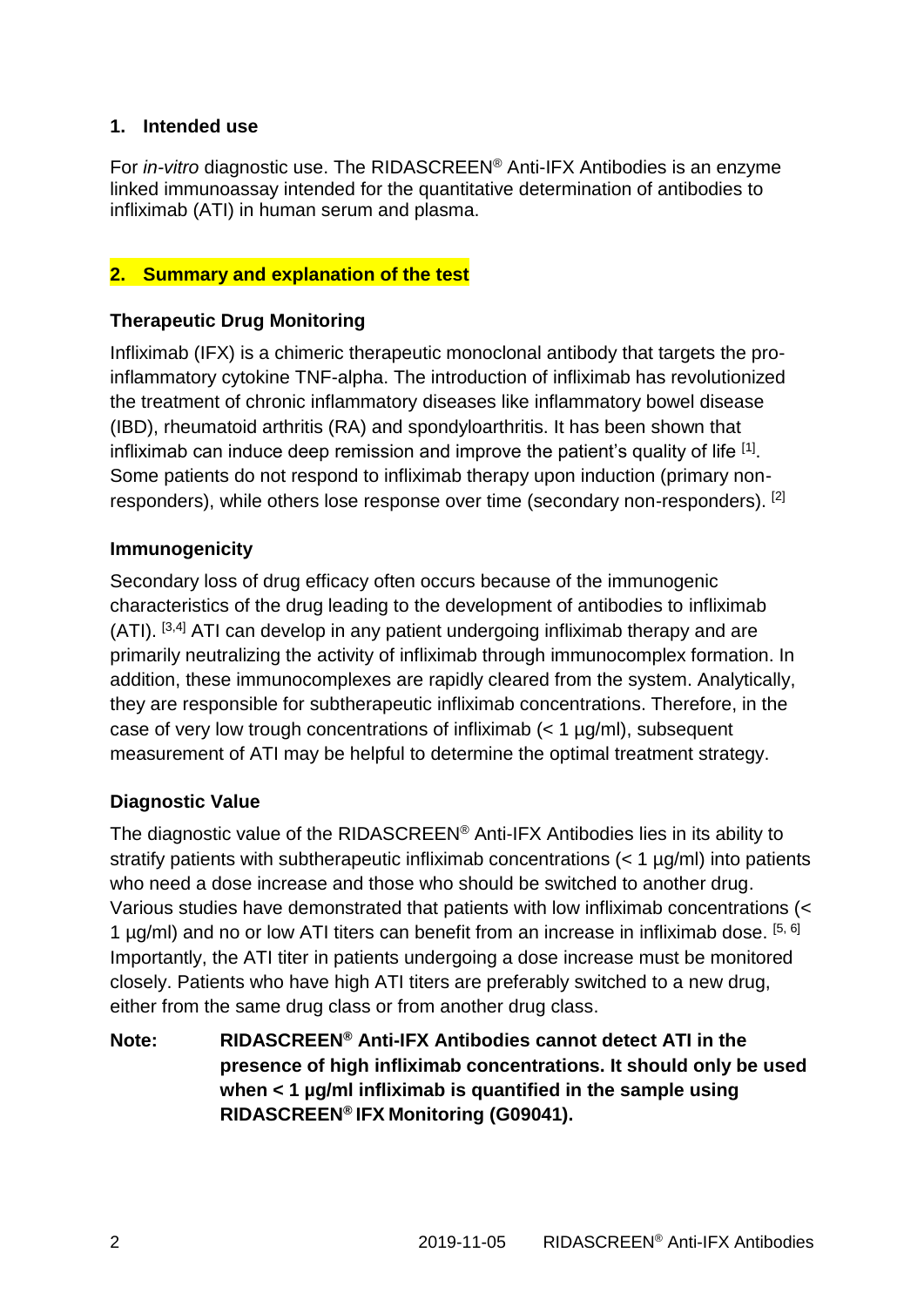## 1. Intended use

For *in-vitro* diagnostic use. The RIDASCREEN® Anti-IFX Antibodies is an enzyme linked immunoassay intended for the quantitative determination of antibodies to infliximab (ATI) in human serum and plasma.

## 2. Summary and explanation of the test

### Therapeutic Drug Monitoring

Infliximab (IFX) is a chimeric therapeutic monoclonal antibody that targets the pro-inflammatory cytokine TNF-alpha. The introduction of infliximab has revolutionized the treatment of chronic inflammatory diseases like inflammatory bowel disease (IBD), rheumatoid arthritis (RA) and spondyloarthritis. It has been shown that infliximab can induce deep remission and improve the patient's quality of life [1]. Some patients do not respond to infliximab therapy upon induction (primary non-responders), while others lose response over time (secondary non-responders). [2]

### Immunogenicity

Secondary loss of drug efficacy often occurs because of the immunogenic characteristics of the drug leading to the development of antibodies to infliximab (ATI). [3,4] ATI can develop in any patient undergoing infliximab therapy and are primarily neutralizing the activity of infliximab through immunocomplex formation. In addition, these immunocomplexes are rapidly cleared from the system. Analytically, they are responsible for subtherapeutic infliximab concentrations. Therefore, in the case of very low trough concentrations of infliximab (< 1 µg/ml), subsequent measurement of ATI may be helpful to determine the optimal treatment strategy.

### Diagnostic Value

The diagnostic value of the RIDASCREEN® Anti-IFX Antibodies lies in its ability to stratify patients with subtherapeutic infliximab concentrations (< 1 µg/ml) into patients who need a dose increase and those who should be switched to another drug. Various studies have demonstrated that patients with low infliximab concentrations (< 1 µg/ml) and no or low ATI titers can benefit from an increase in infliximab dose. [5, 6] Importantly, the ATI titer in patients undergoing a dose increase must be monitored closely. Patients who have high ATI titers are preferably switched to a new drug, either from the same drug class or from another drug class.

**Note: RIDASCREEN® Anti-IFX Antibodies cannot detect ATI in the presence of high infliximab concentrations. It should only be used when < 1 µg/ml infliximab is quantified in the sample using RIDASCREEN® IFX Monitoring (G09041).**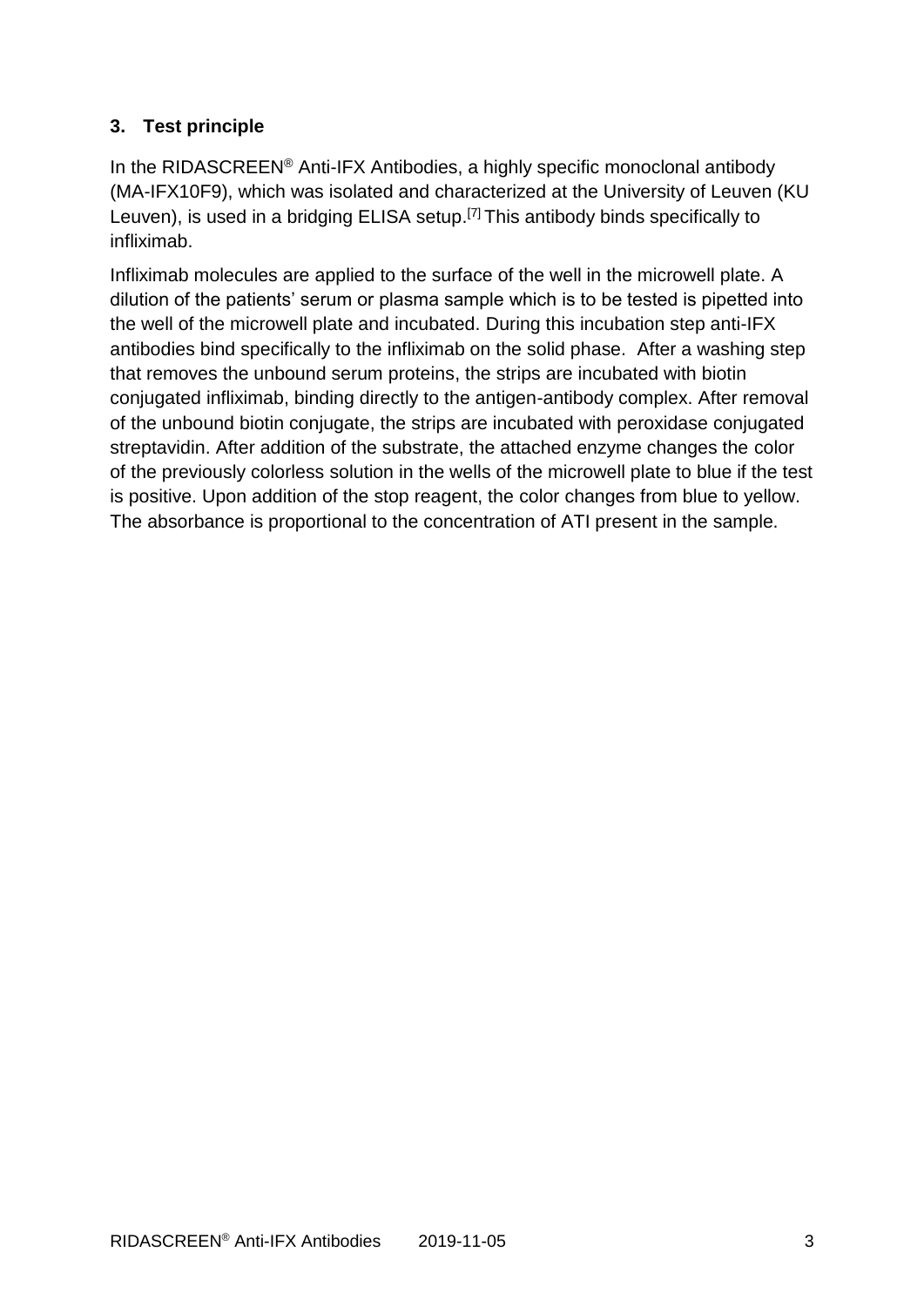## 3. Test principle

In the RIDASCREEN® Anti-IFX Antibodies, a highly specific monoclonal antibody (MA-IFX10F9), which was isolated and characterized at the University of Leuven (KU Leuven), is used in a bridging ELISA setup.[7] This antibody binds specifically to infliximab.

Infliximab molecules are applied to the surface of the well in the microwell plate. A dilution of the patients' serum or plasma sample which is to be tested is pipetted into the well of the microwell plate and incubated. During this incubation step anti-IFX antibodies bind specifically to the infliximab on the solid phase. After a washing step that removes the unbound serum proteins, the strips are incubated with biotin conjugated infliximab, binding directly to the antigen-antibody complex. After removal of the unbound biotin conjugate, the strips are incubated with peroxidase conjugated streptavidin. After addition of the substrate, the attached enzyme changes the color of the previously colorless solution in the wells of the microwell plate to blue if the test is positive. Upon addition of the stop reagent, the color changes from blue to yellow. The absorbance is proportional to the concentration of ATI present in the sample.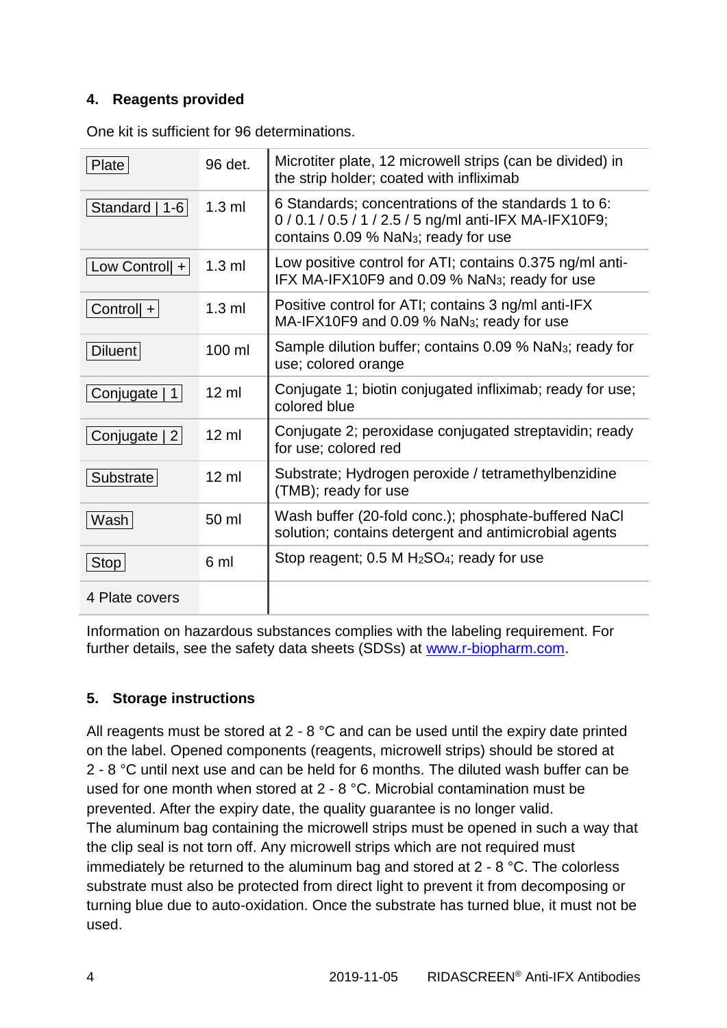## 4. Reagents provided

One kit is sufficient for 96 determinations.

| | | |
|---|---|---|
| Plate | 96 det. | Microtiter plate, 12 microwell strips (can be divided) in the strip holder; coated with infliximab |
| Standard \| 1-6 | 1.3 ml | 6 Standards; concentrations of the standards 1 to 6: 0 / 0.1 / 0.5 / 1 / 2.5 / 5 ng/ml anti-IFX MA-IFX10F9; contains 0.09 % $NaN_3$; ready for use |
| Low Control\| + | 1.3 ml | Low positive control for ATI; contains 0.375 ng/ml anti-IFX MA-IFX10F9 and 0.09 % $NaN_3$; ready for use |
| Control\| + | 1.3 ml | Positive control for ATI; contains 3 ng/ml anti-IFX MA-IFX10F9 and 0.09 % $NaN_3$; ready for use |
| Diluent | 100 ml | Sample dilution buffer; contains 0.09 % $NaN_3$; ready for use; colored orange |
| Conjugate \| 1 | 12 ml | Conjugate 1; biotin conjugated infliximab; ready for use; colored blue |
| Conjugate \| 2 | 12 ml | Conjugate 2; peroxidase conjugated streptavidin; ready for use; colored red |
| Substrate | 12 ml | Substrate; Hydrogen peroxide / tetramethylbenzidine (TMB); ready for use |
| Wash | 50 ml | Wash buffer (20-fold conc.); phosphate-buffered NaCl solution; contains detergent and antimicrobial agents |
| Stop | 6 ml | Stop reagent; 0.5 M $H_2SO_4$; ready for use |
| 4 Plate covers | | |

Information on hazardous substances complies with the labeling requirement. For further details, see the safety data sheets (SDSs) at www.r-biopharm.com.

## 5. Storage instructions

All reagents must be stored at 2 - 8 °C and can be used until the expiry date printed on the label. Opened components (reagents, microwell strips) should be stored at 2 - 8 °C until next use and can be held for 6 months. The diluted wash buffer can be used for one month when stored at 2 - 8 °C. Microbial contamination must be prevented. After the expiry date, the quality guarantee is no longer valid.
The aluminum bag containing the microwell strips must be opened in such a way that the clip seal is not torn off. Any microwell strips which are not required must immediately be returned to the aluminum bag and stored at 2 - 8 °C. The colorless substrate must also be protected from direct light to prevent it from decomposing or turning blue due to auto-oxidation. Once the substrate has turned blue, it must not be used.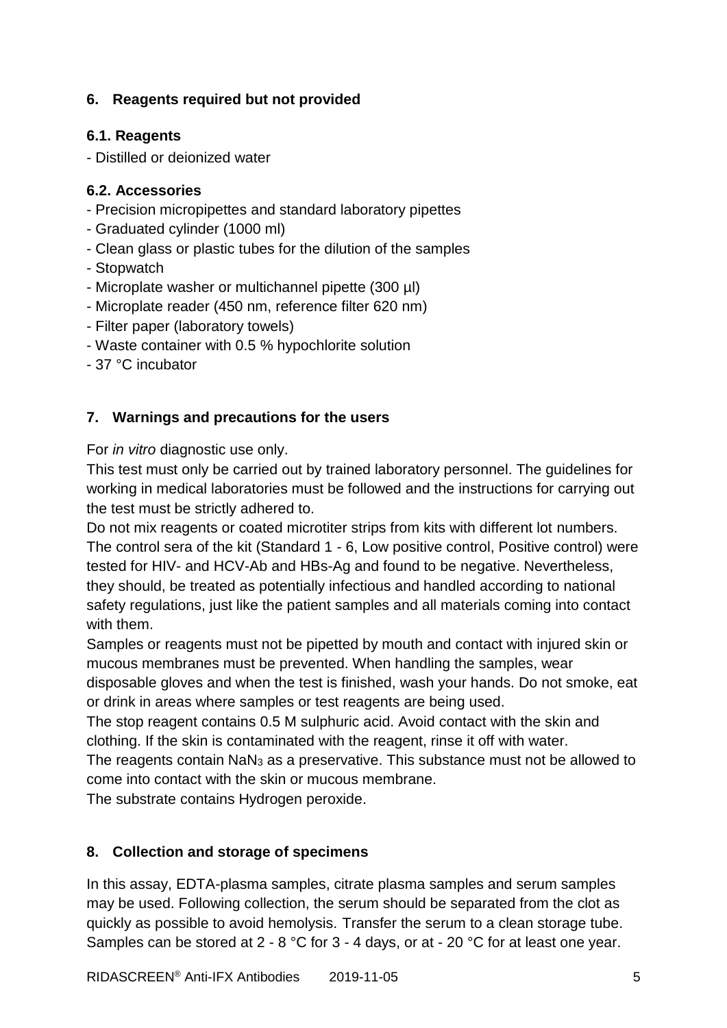## 6. Reagents required but not provided

### 6.1. Reagents

- Distilled or deionized water

### 6.2. Accessories

- Precision micropipettes and standard laboratory pipettes
- Graduated cylinder (1000 ml)
- Clean glass or plastic tubes for the dilution of the samples
- Stopwatch
- Microplate washer or multichannel pipette (300 µl)
- Microplate reader (450 nm, reference filter 620 nm)
- Filter paper (laboratory towels)
- Waste container with 0.5 % hypochlorite solution
- 37 °C incubator

## 7. Warnings and precautions for the users

For *in vitro* diagnostic use only.

This test must only be carried out by trained laboratory personnel. The guidelines for working in medical laboratories must be followed and the instructions for carrying out the test must be strictly adhered to.

Do not mix reagents or coated microtiter strips from kits with different lot numbers.

The control sera of the kit (Standard 1 - 6, Low positive control, Positive control) were tested for HIV- and HCV-Ab and HBs-Ag and found to be negative. Nevertheless, they should, be treated as potentially infectious and handled according to national safety regulations, just like the patient samples and all materials coming into contact with them.

Samples or reagents must not be pipetted by mouth and contact with injured skin or mucous membranes must be prevented. When handling the samples, wear disposable gloves and when the test is finished, wash your hands. Do not smoke, eat or drink in areas where samples or test reagents are being used.

The stop reagent contains 0.5 M sulphuric acid. Avoid contact with the skin and clothing. If the skin is contaminated with the reagent, rinse it off with water.

The reagents contain $NaN_3$ as a preservative. This substance must not be allowed to come into contact with the skin or mucous membrane.

The substrate contains Hydrogen peroxide.

## 8. Collection and storage of specimens

In this assay, EDTA-plasma samples, citrate plasma samples and serum samples may be used. Following collection, the serum should be separated from the clot as quickly as possible to avoid hemolysis. Transfer the serum to a clean storage tube. Samples can be stored at 2 - 8 °C for 3 - 4 days, or at - 20 °C for at least one year.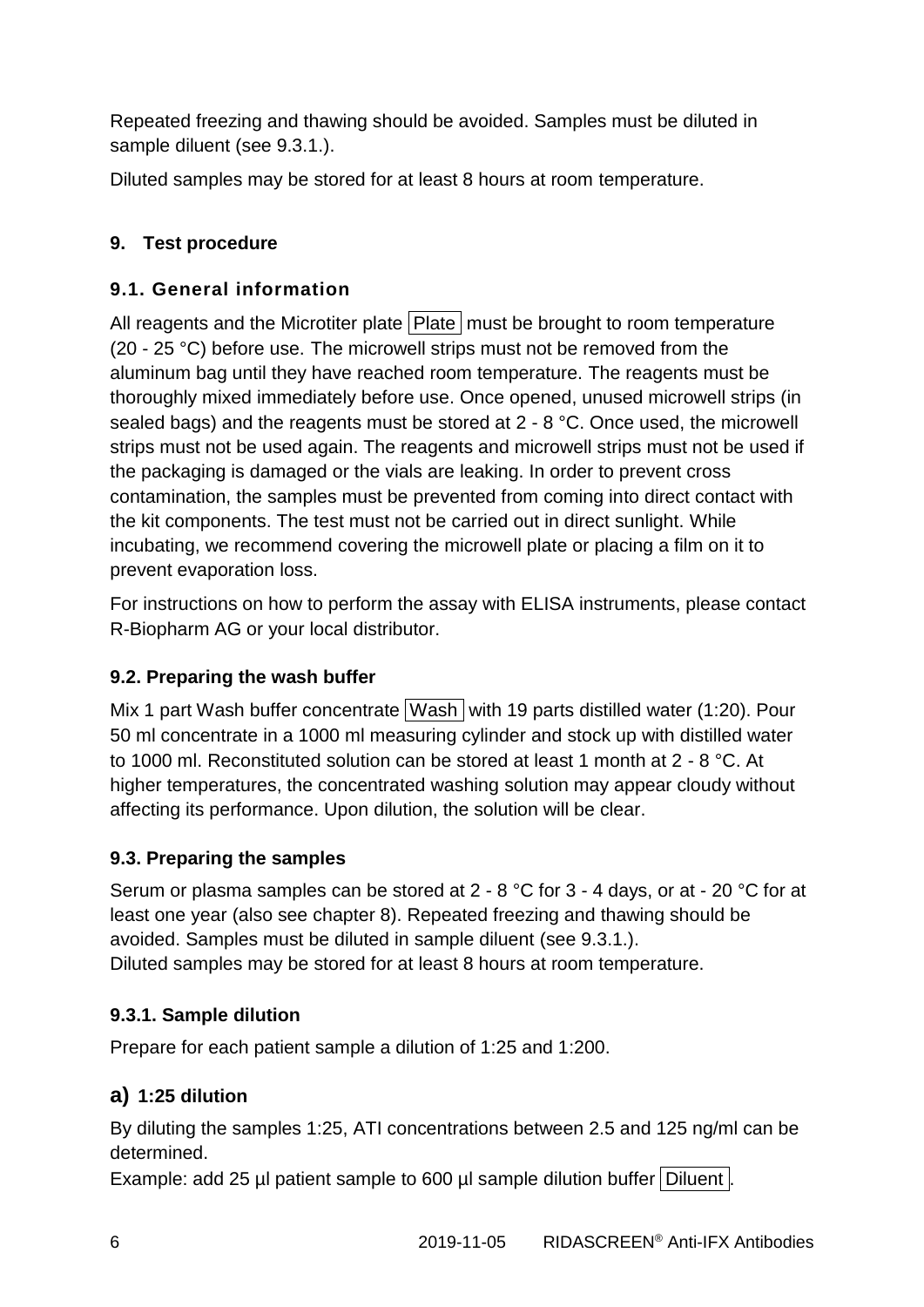Repeated freezing and thawing should be avoided. Samples must be diluted in sample diluent (see 9.3.1.).

Diluted samples may be stored for at least 8 hours at room temperature.

## 9. Test procedure

### 9.1. General information

All reagents and the Microtiter plate Plate must be brought to room temperature (20 - 25 °C) before use. The microwell strips must not be removed from the aluminum bag until they have reached room temperature. The reagents must be thoroughly mixed immediately before use. Once opened, unused microwell strips (in sealed bags) and the reagents must be stored at 2 - 8 °C. Once used, the microwell strips must not be used again. The reagents and microwell strips must not be used if the packaging is damaged or the vials are leaking. In order to prevent cross contamination, the samples must be prevented from coming into direct contact with the kit components. The test must not be carried out in direct sunlight. While incubating, we recommend covering the microwell plate or placing a film on it to prevent evaporation loss.

For instructions on how to perform the assay with ELISA instruments, please contact R-Biopharm AG or your local distributor.

### 9.2. Preparing the wash buffer

Mix 1 part Wash buffer concentrate Wash with 19 parts distilled water (1:20). Pour 50 ml concentrate in a 1000 ml measuring cylinder and stock up with distilled water to 1000 ml. Reconstituted solution can be stored at least 1 month at 2 - 8 °C. At higher temperatures, the concentrated washing solution may appear cloudy without affecting its performance. Upon dilution, the solution will be clear.

### 9.3. Preparing the samples

Serum or plasma samples can be stored at 2 - 8 °C for 3 - 4 days, or at - 20 °C for at least one year (also see chapter 8). Repeated freezing and thawing should be avoided. Samples must be diluted in sample diluent (see 9.3.1.).
Diluted samples may be stored for at least 8 hours at room temperature.

#### 9.3.1. Sample dilution

Prepare for each patient sample a dilution of 1:25 and 1:200.

#### a) 1:25 dilution

By diluting the samples 1:25, ATI concentrations between 2.5 and 125 ng/ml can be determined.
Example: add 25 µl patient sample to 600 µl sample dilution buffer Diluent.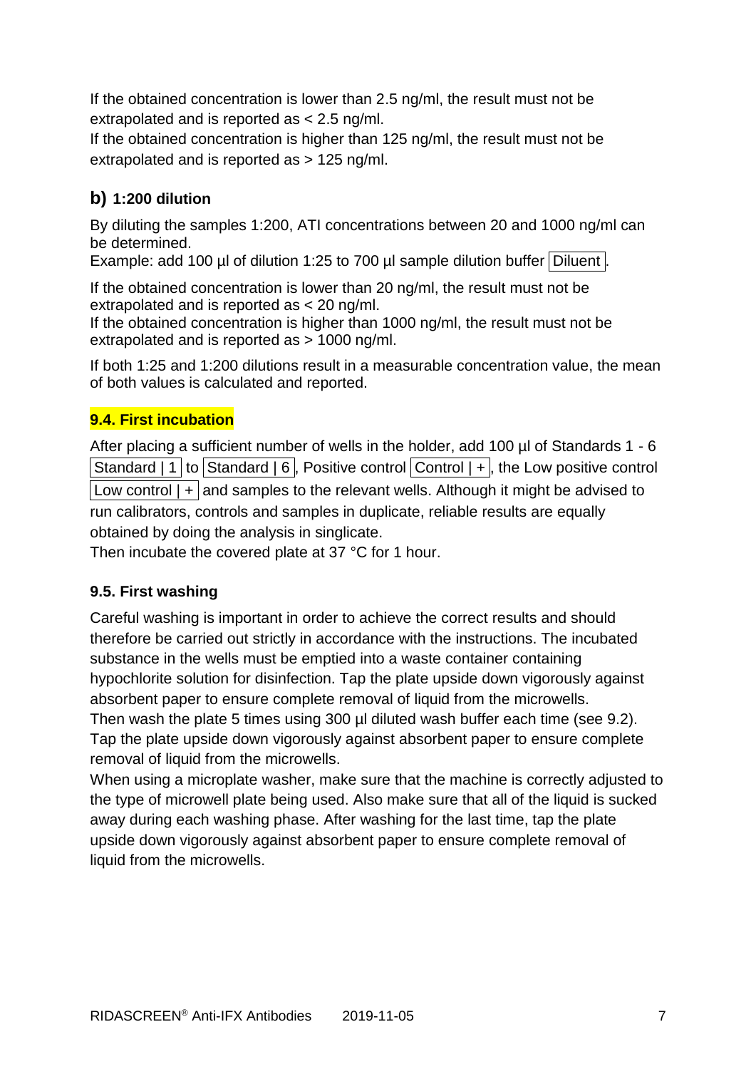If the obtained concentration is lower than 2.5 ng/ml, the result must not be extrapolated and is reported as < 2.5 ng/ml.
If the obtained concentration is higher than 125 ng/ml, the result must not be extrapolated and is reported as > 125 ng/ml.

### b) 1:200 dilution

By diluting the samples 1:200, ATI concentrations between 20 and 1000 ng/ml can be determined.
Example: add 100 µl of dilution 1:25 to 700 µl sample dilution buffer Diluent.

If the obtained concentration is lower than 20 ng/ml, the result must not be extrapolated and is reported as < 20 ng/ml.
If the obtained concentration is higher than 1000 ng/ml, the result must not be extrapolated and is reported as > 1000 ng/ml.

If both 1:25 and 1:200 dilutions result in a measurable concentration value, the mean of both values is calculated and reported.

### 9.4. First incubation

After placing a sufficient number of wells in the holder, add 100 µl of Standards 1 - 6 Standard | 1 to Standard | 6, Positive control Control | +, the Low positive control Low control | + and samples to the relevant wells. Although it might be advised to run calibrators, controls and samples in duplicate, reliable results are equally obtained by doing the analysis in singlicate.
Then incubate the covered plate at 37 °C for 1 hour.

### 9.5. First washing

Careful washing is important in order to achieve the correct results and should therefore be carried out strictly in accordance with the instructions. The incubated substance in the wells must be emptied into a waste container containing hypochlorite solution for disinfection. Tap the plate upside down vigorously against absorbent paper to ensure complete removal of liquid from the microwells.
Then wash the plate 5 times using 300 µl diluted wash buffer each time (see 9.2). Tap the plate upside down vigorously against absorbent paper to ensure complete removal of liquid from the microwells.
When using a microplate washer, make sure that the machine is correctly adjusted to the type of microwell plate being used. Also make sure that all of the liquid is sucked away during each washing phase. After washing for the last time, tap the plate upside down vigorously against absorbent paper to ensure complete removal of liquid from the microwells.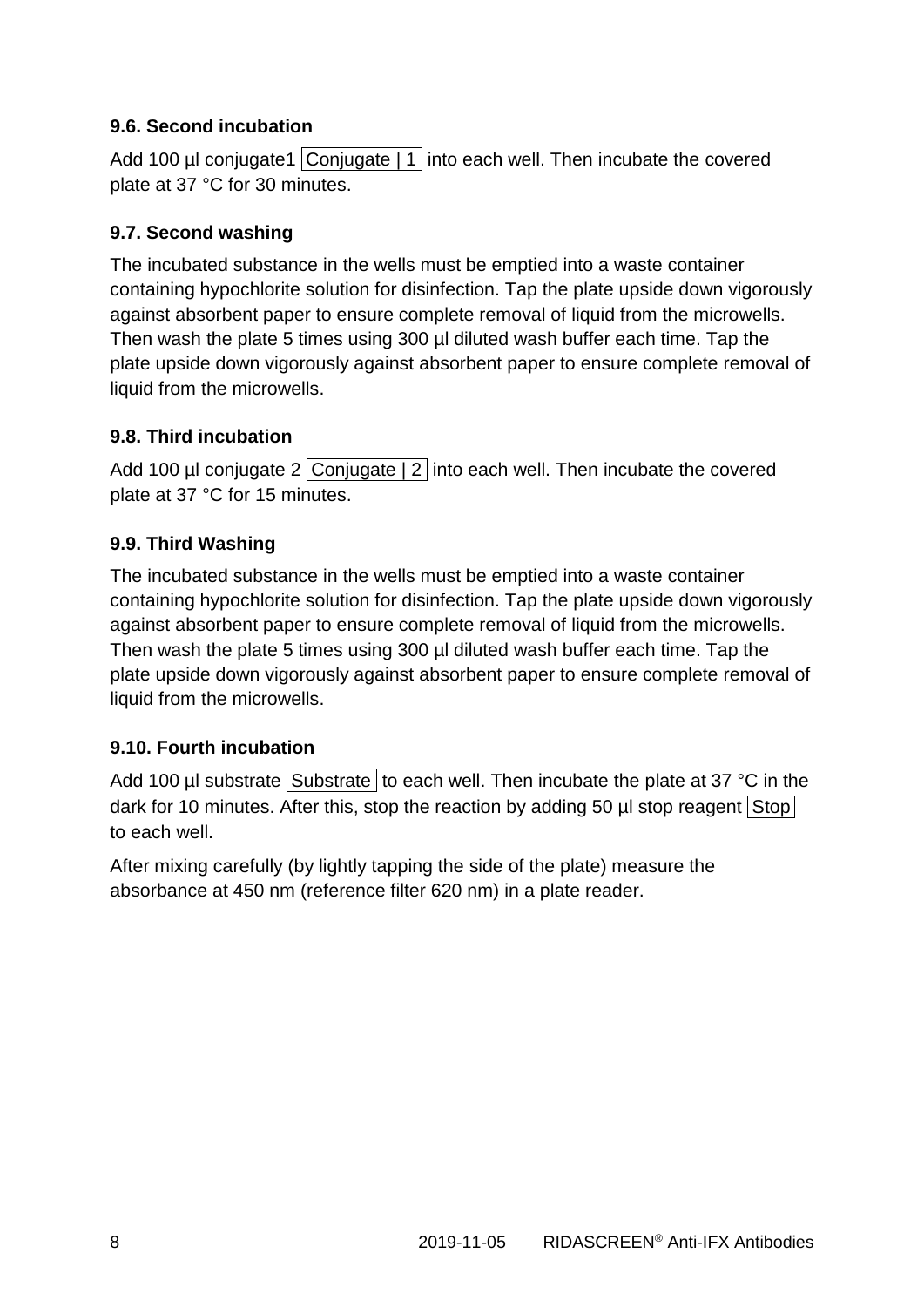### 9.6. Second incubation

Add 100 µl conjugate1 Conjugate | 1 into each well. Then incubate the covered plate at 37 °C for 30 minutes.

### 9.7. Second washing

The incubated substance in the wells must be emptied into a waste container containing hypochlorite solution for disinfection. Tap the plate upside down vigorously against absorbent paper to ensure complete removal of liquid from the microwells. Then wash the plate 5 times using 300 µl diluted wash buffer each time. Tap the plate upside down vigorously against absorbent paper to ensure complete removal of liquid from the microwells.

### 9.8. Third incubation

Add 100 µl conjugate 2 Conjugate | 2 into each well. Then incubate the covered plate at 37 °C for 15 minutes.

### 9.9. Third Washing

The incubated substance in the wells must be emptied into a waste container containing hypochlorite solution for disinfection. Tap the plate upside down vigorously against absorbent paper to ensure complete removal of liquid from the microwells. Then wash the plate 5 times using 300 µl diluted wash buffer each time. Tap the plate upside down vigorously against absorbent paper to ensure complete removal of liquid from the microwells.

### 9.10. Fourth incubation

Add 100 µl substrate Substrate to each well. Then incubate the plate at 37 °C in the dark for 10 minutes. After this, stop the reaction by adding 50 µl stop reagent Stop to each well.

After mixing carefully (by lightly tapping the side of the plate) measure the absorbance at 450 nm (reference filter 620 nm) in a plate reader.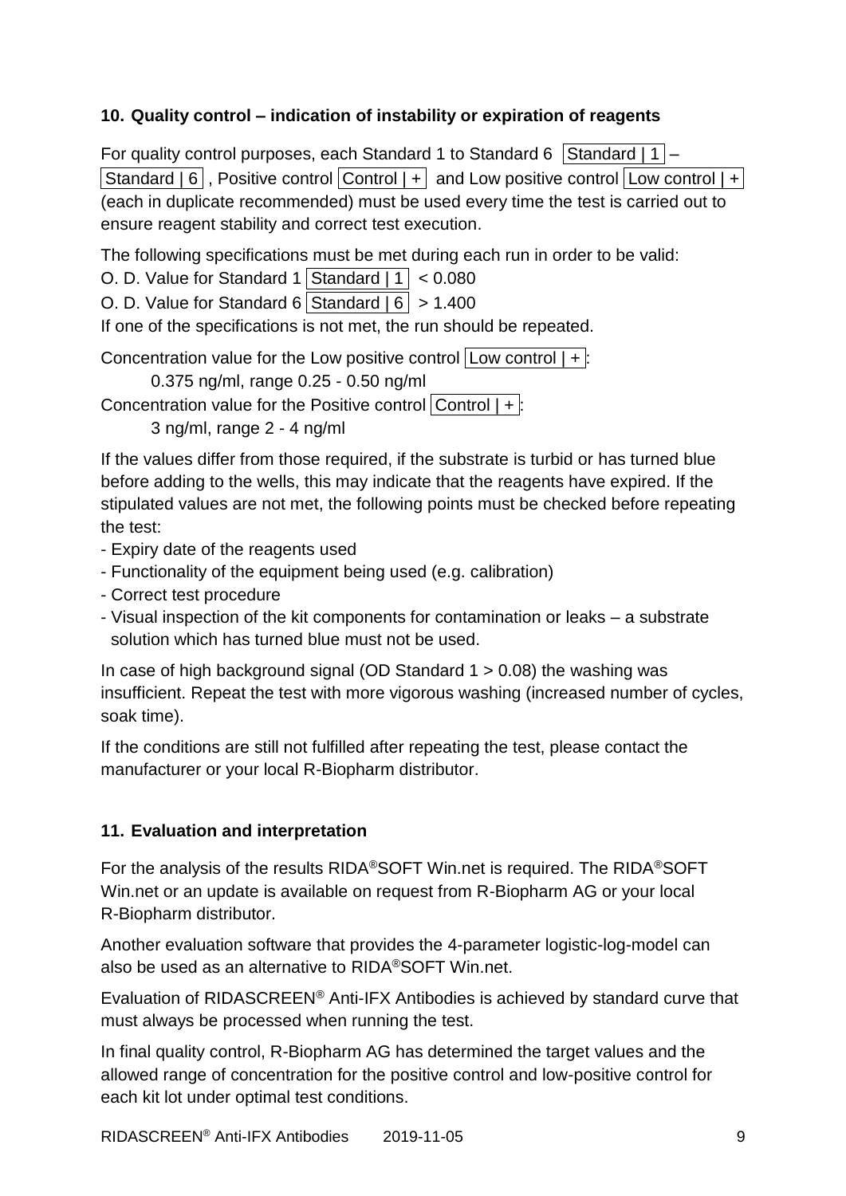## 10. Quality control – indication of instability or expiration of reagents

For quality control purposes, each Standard 1 to Standard 6 Standard | 1 – Standard | 6 , Positive control Control | + and Low positive control Low control | + (each in duplicate recommended) must be used every time the test is carried out to ensure reagent stability and correct test execution.

The following specifications must be met during each run in order to be valid:
O. D. Value for Standard 1 Standard | 1 < 0.080
O. D. Value for Standard 6 Standard | 6 > 1.400
If one of the specifications is not met, the run should be repeated.

Concentration value for the Low positive control Low control | +:
    0.375 ng/ml, range 0.25 - 0.50 ng/ml
Concentration value for the Positive control Control | +:
    3 ng/ml, range 2 - 4 ng/ml

If the values differ from those required, if the substrate is turbid or has turned blue before adding to the wells, this may indicate that the reagents have expired. If the stipulated values are not met, the following points must be checked before repeating the test:

- Expiry date of the reagents used
- Functionality of the equipment being used (e.g. calibration)
- Correct test procedure
- Visual inspection of the kit components for contamination or leaks – a substrate solution which has turned blue must not be used.

In case of high background signal (OD Standard 1 > 0.08) the washing was insufficient. Repeat the test with more vigorous washing (increased number of cycles, soak time).

If the conditions are still not fulfilled after repeating the test, please contact the manufacturer or your local R-Biopharm distributor.

## 11. Evaluation and interpretation

For the analysis of the results RIDA®SOFT Win.net is required. The RIDA®SOFT Win.net or an update is available on request from R-Biopharm AG or your local R-Biopharm distributor.

Another evaluation software that provides the 4-parameter logistic-log-model can also be used as an alternative to RIDA®SOFT Win.net.

Evaluation of RIDASCREEN® Anti-IFX Antibodies is achieved by standard curve that must always be processed when running the test.

In final quality control, R-Biopharm AG has determined the target values and the allowed range of concentration for the positive control and low-positive control for each kit lot under optimal test conditions.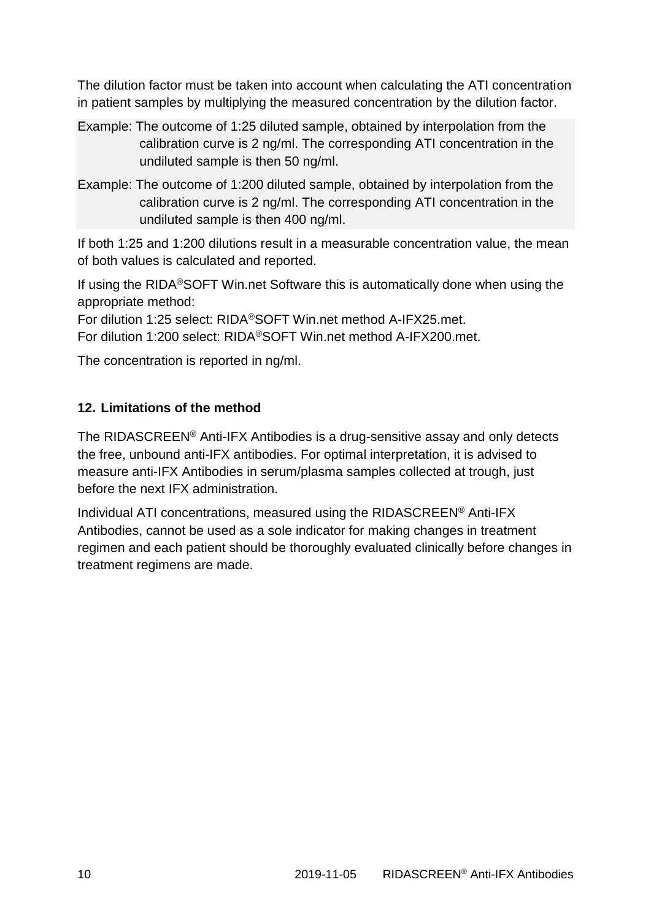The dilution factor must be taken into account when calculating the ATI concentration in patient samples by multiplying the measured concentration by the dilution factor.

Example: The outcome of 1:25 diluted sample, obtained by interpolation from the calibration curve is 2 ng/ml. The corresponding ATI concentration in the undiluted sample is then 50 ng/ml.

Example: The outcome of 1:200 diluted sample, obtained by interpolation from the calibration curve is 2 ng/ml. The corresponding ATI concentration in the undiluted sample is then 400 ng/ml.

If both 1:25 and 1:200 dilutions result in a measurable concentration value, the mean of both values is calculated and reported.

If using the RIDA®SOFT Win.net Software this is automatically done when using the appropriate method:
For dilution 1:25 select: RIDA®SOFT Win.net method A-IFX25.met.
For dilution 1:200 select: RIDA®SOFT Win.net method A-IFX200.met.

The concentration is reported in ng/ml.

## 12. Limitations of the method

The RIDASCREEN® Anti-IFX Antibodies is a drug-sensitive assay and only detects the free, unbound anti-IFX antibodies. For optimal interpretation, it is advised to measure anti-IFX Antibodies in serum/plasma samples collected at trough, just before the next IFX administration.

Individual ATI concentrations, measured using the RIDASCREEN® Anti-IFX Antibodies, cannot be used as a sole indicator for making changes in treatment regimen and each patient should be thoroughly evaluated clinically before changes in treatment regimens are made.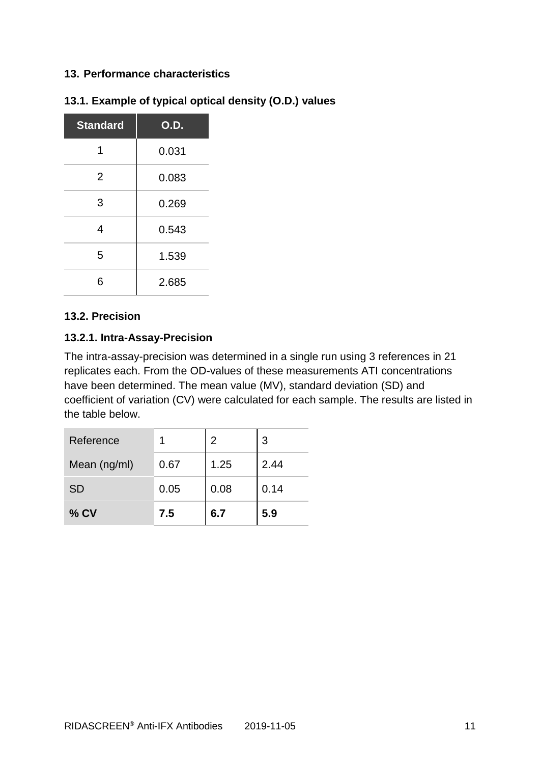## 13. Performance characteristics

### 13.1. Example of typical optical density (O.D.) values

| Standard | O.D. |
|---|---|
| 1 | 0.031 |
| 2 | 0.083 |
| 3 | 0.269 |
| 4 | 0.543 |
| 5 | 1.539 |
| 6 | 2.685 |

### 13.2. Precision

#### 13.2.1. Intra-Assay-Precision

The intra-assay-precision was determined in a single run using 3 references in 21 replicates each. From the OD-values of these measurements ATI concentrations have been determined. The mean value (MV), standard deviation (SD) and coefficient of variation (CV) were calculated for each sample. The results are listed in the table below.

| Reference | 1 | 2 | 3 |
|---|---|---|---|
| Mean (ng/ml) | 0.67 | 1.25 | 2.44 |
| SD | 0.05 | 0.08 | 0.14 |
| **% CV** | **7.5** | **6.7** | **5.9** |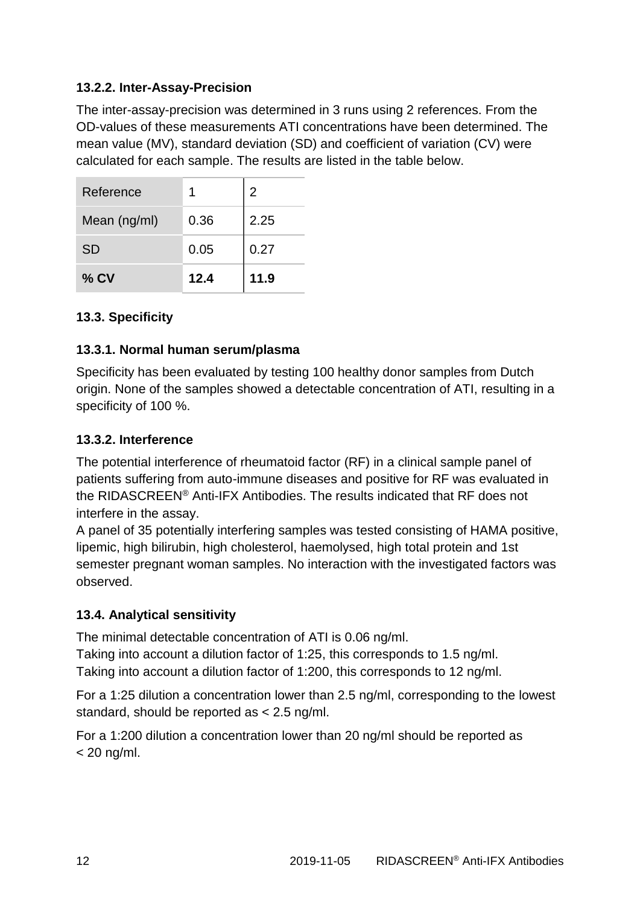#### 13.2.2. Inter-Assay-Precision

The inter-assay-precision was determined in 3 runs using 2 references. From the OD-values of these measurements ATI concentrations have been determined. The mean value (MV), standard deviation (SD) and coefficient of variation (CV) were calculated for each sample. The results are listed in the table below.

| Reference | 1 | 2 |
|---|---|---|
| Mean (ng/ml) | 0.36 | 2.25 |
| SD | 0.05 | 0.27 |
| **% CV** | **12.4** | **11.9** |

### 13.3. Specificity

#### 13.3.1. Normal human serum/plasma

Specificity has been evaluated by testing 100 healthy donor samples from Dutch origin. None of the samples showed a detectable concentration of ATI, resulting in a specificity of 100 %.

#### 13.3.2. Interference

The potential interference of rheumatoid factor (RF) in a clinical sample panel of patients suffering from auto-immune diseases and positive for RF was evaluated in the RIDASCREEN® Anti-IFX Antibodies. The results indicated that RF does not interfere in the assay.
A panel of 35 potentially interfering samples was tested consisting of HAMA positive, lipemic, high bilirubin, high cholesterol, haemolysed, high total protein and 1st semester pregnant woman samples. No interaction with the investigated factors was observed.

### 13.4. Analytical sensitivity

The minimal detectable concentration of ATI is 0.06 ng/ml.
Taking into account a dilution factor of 1:25, this corresponds to 1.5 ng/ml.
Taking into account a dilution factor of 1:200, this corresponds to 12 ng/ml.

For a 1:25 dilution a concentration lower than 2.5 ng/ml, corresponding to the lowest standard, should be reported as < 2.5 ng/ml.

For a 1:200 dilution a concentration lower than 20 ng/ml should be reported as < 20 ng/ml.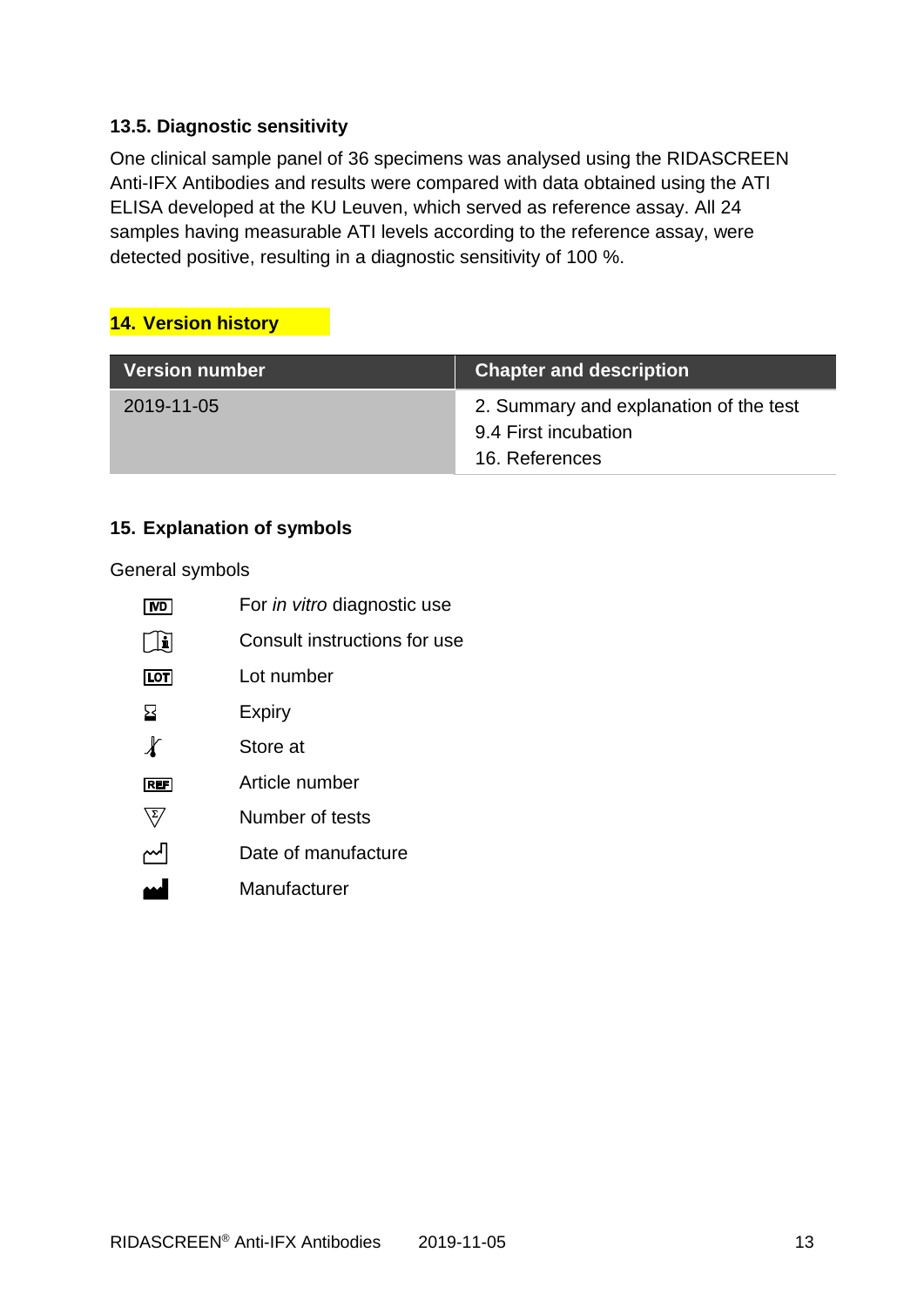### 13.5. Diagnostic sensitivity

One clinical sample panel of 36 specimens was analysed using the RIDASCREEN Anti-IFX Antibodies and results were compared with data obtained using the ATI ELISA developed at the KU Leuven, which served as reference assay. All 24 samples having measurable ATI levels according to the reference assay, were detected positive, resulting in a diagnostic sensitivity of 100 %.

## 14. Version history

| Version number | Chapter and description |
| --- | --- |
| 2019-11-05 | 2. Summary and explanation of the test<br>9.4 First incubation<br>16. References |

## 15. Explanation of symbols

General symbols

| Symbol | Meaning |
| --- | --- |
| IVD | For *in vitro* diagnostic use |
| i | Consult instructions for use |
| LOT | Lot number |
| ⌛ | Expiry |
| 🌡 | Store at |
| REF | Article number |
| Σ | Number of tests |
| 🏭 | Date of manufacture |
| 🏭 | Manufacturer |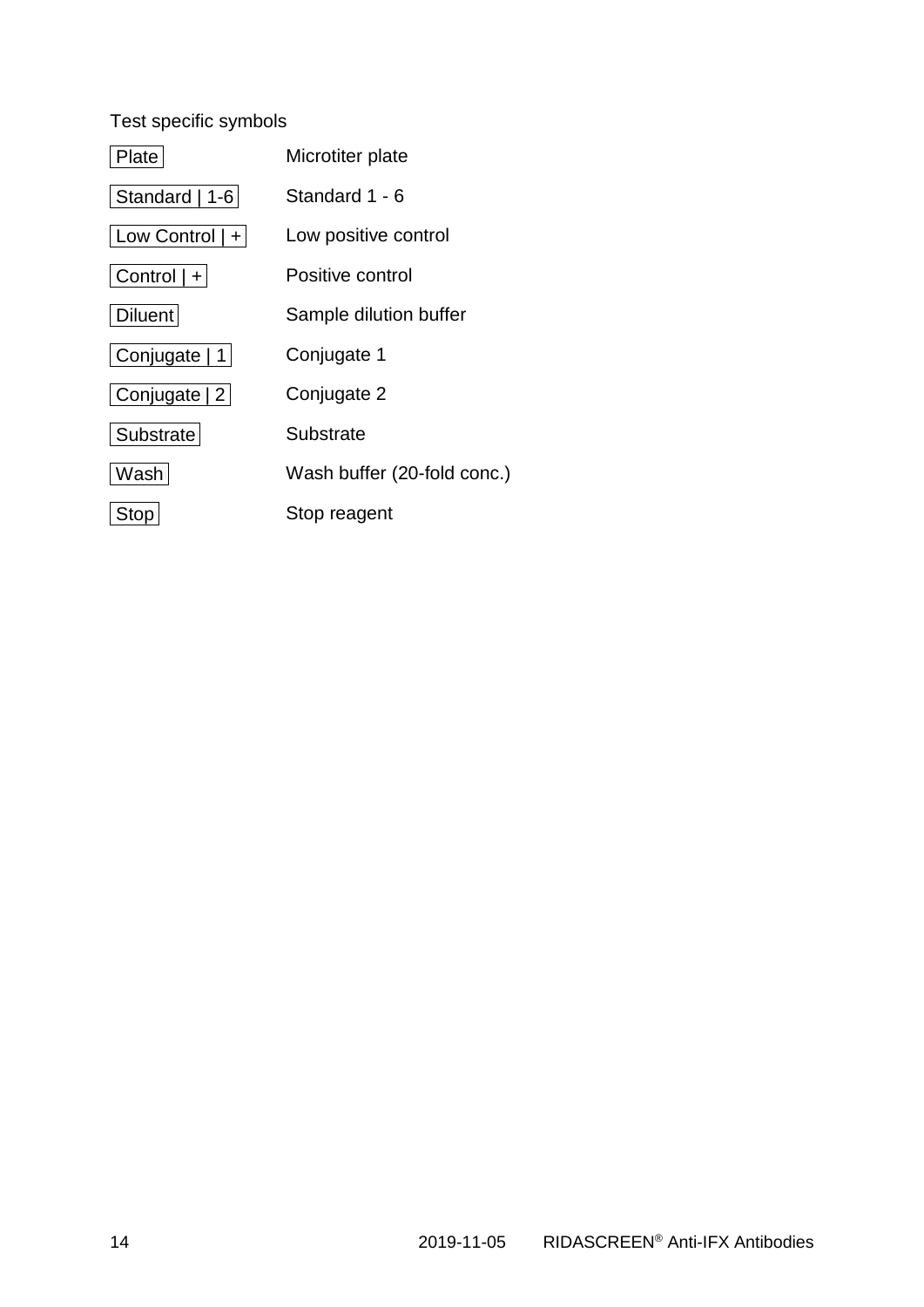Test specific symbols

| Symbol | Meaning |
|---|---|
| Plate | Microtiter plate |
| Standard \| 1-6 | Standard 1 - 6 |
| Low Control \| + | Low positive control |
| Control \| + | Positive control |
| Diluent | Sample dilution buffer |
| Conjugate \| 1 | Conjugate 1 |
| Conjugate \| 2 | Conjugate 2 |
| Substrate | Substrate |
| Wash | Wash buffer (20-fold conc.) |
| Stop | Stop reagent |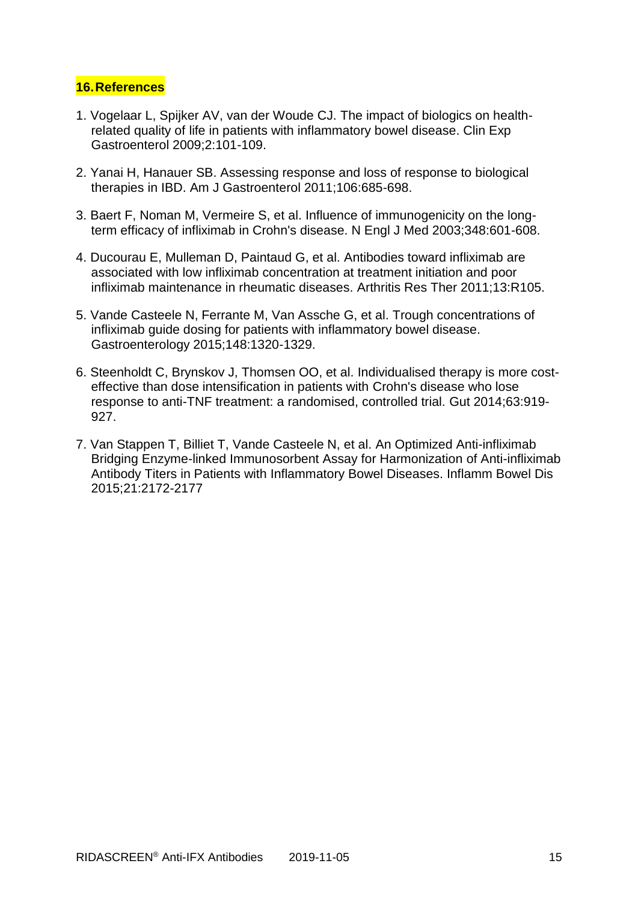## 16. References

1. Vogelaar L, Spijker AV, van der Woude CJ. The impact of biologics on health-related quality of life in patients with inflammatory bowel disease. Clin Exp Gastroenterol 2009;2:101-109.

2. Yanai H, Hanauer SB. Assessing response and loss of response to biological therapies in IBD. Am J Gastroenterol 2011;106:685-698.

3. Baert F, Noman M, Vermeire S, et al. Influence of immunogenicity on the long-term efficacy of infliximab in Crohn's disease. N Engl J Med 2003;348:601-608.

4. Ducourau E, Mulleman D, Paintaud G, et al. Antibodies toward infliximab are associated with low infliximab concentration at treatment initiation and poor infliximab maintenance in rheumatic diseases. Arthritis Res Ther 2011;13:R105.

5. Vande Casteele N, Ferrante M, Van Assche G, et al. Trough concentrations of infliximab guide dosing for patients with inflammatory bowel disease. Gastroenterology 2015;148:1320-1329.

6. Steenholdt C, Brynskov J, Thomsen OO, et al. Individualised therapy is more cost-effective than dose intensification in patients with Crohn's disease who lose response to anti-TNF treatment: a randomised, controlled trial. Gut 2014;63:919-927.

7. Van Stappen T, Billiet T, Vande Casteele N, et al. An Optimized Anti-infliximab Bridging Enzyme-linked Immunosorbent Assay for Harmonization of Anti-infliximab Antibody Titers in Patients with Inflammatory Bowel Diseases. Inflamm Bowel Dis 2015;21:2172-2177